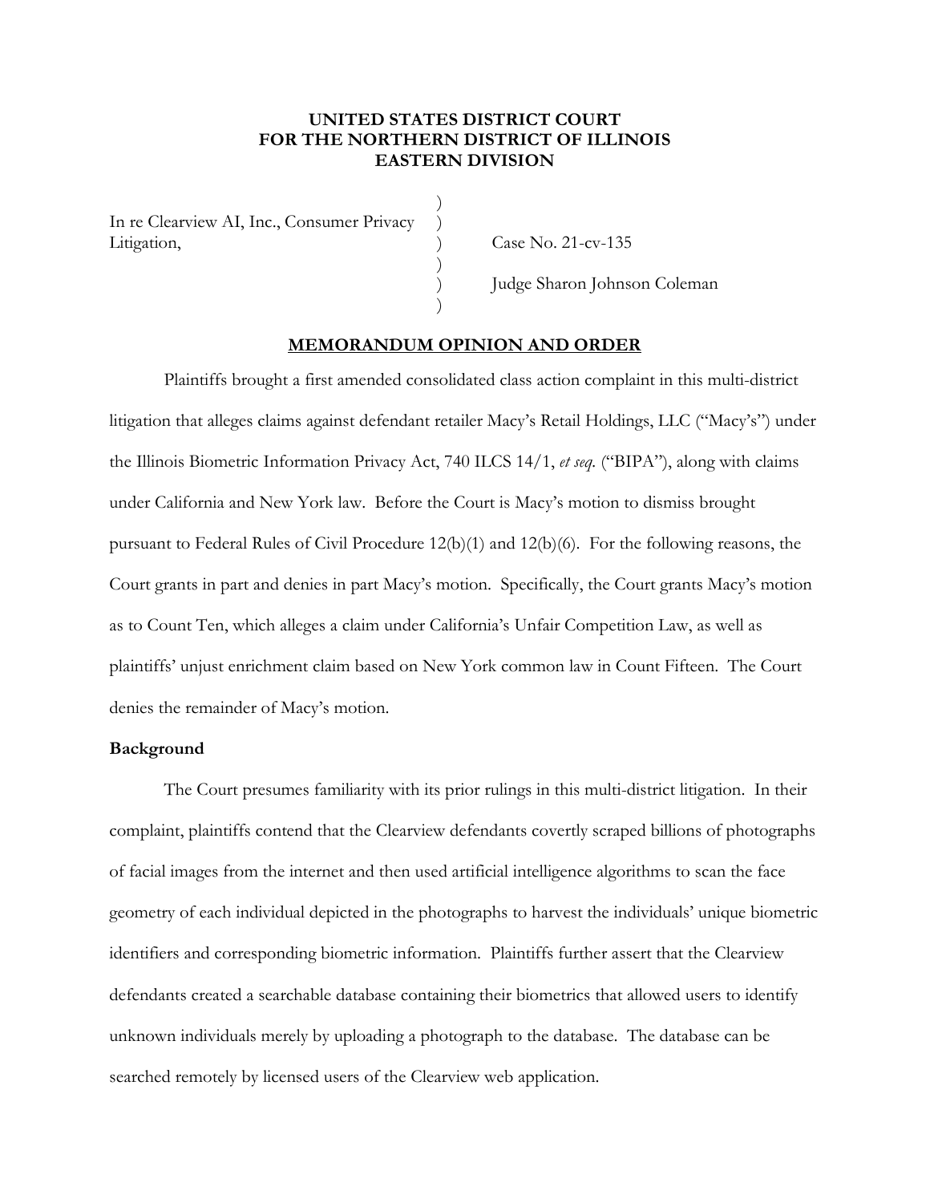**UNITED STATES DISTRICT COURT**
**FOR THE NORTHERN DISTRICT OF ILLINOIS**
**EASTERN DIVISION**

In re Clearview AI, Inc., Consumer Privacy Litigation,

Case No. 21-cv-135

Judge Sharon Johnson Coleman

**MEMORANDUM OPINION AND ORDER**

Plaintiffs brought a first amended consolidated class action complaint in this multi-district litigation that alleges claims against defendant retailer Macy's Retail Holdings, LLC ("Macy's") under the Illinois Biometric Information Privacy Act, 740 ILCS 14/1, *et seq.* ("BIPA"), along with claims under California and New York law. Before the Court is Macy's motion to dismiss brought pursuant to Federal Rules of Civil Procedure 12(b)(1) and 12(b)(6). For the following reasons, the Court grants in part and denies in part Macy's motion. Specifically, the Court grants Macy's motion as to Count Ten, which alleges a claim under California's Unfair Competition Law, as well as plaintiffs' unjust enrichment claim based on New York common law in Count Fifteen. The Court denies the remainder of Macy's motion.

**Background**

The Court presumes familiarity with its prior rulings in this multi-district litigation. In their complaint, plaintiffs contend that the Clearview defendants covertly scraped billions of photographs of facial images from the internet and then used artificial intelligence algorithms to scan the face geometry of each individual depicted in the photographs to harvest the individuals' unique biometric identifiers and corresponding biometric information. Plaintiffs further assert that the Clearview defendants created a searchable database containing their biometrics that allowed users to identify unknown individuals merely by uploading a photograph to the database. The database can be searched remotely by licensed users of the Clearview web application.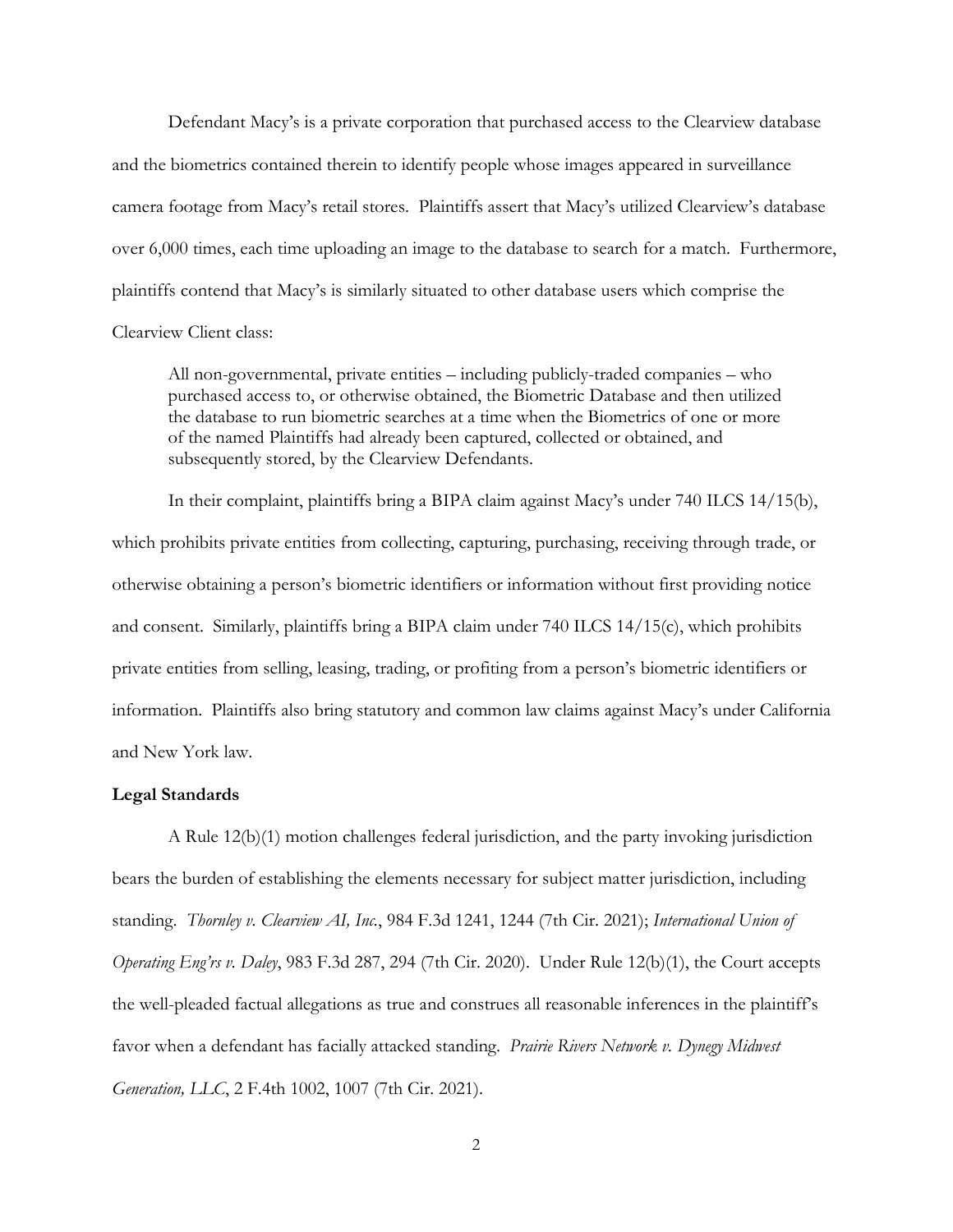Defendant Macy's is a private corporation that purchased access to the Clearview database and the biometrics contained therein to identify people whose images appeared in surveillance camera footage from Macy's retail stores. Plaintiffs assert that Macy's utilized Clearview's database over 6,000 times, each time uploading an image to the database to search for a match. Furthermore, plaintiffs contend that Macy's is similarly situated to other database users which comprise the Clearview Client class:

> All non-governmental, private entities – including publicly-traded companies – who purchased access to, or otherwise obtained, the Biometric Database and then utilized the database to run biometric searches at a time when the Biometrics of one or more of the named Plaintiffs had already been captured, collected or obtained, and subsequently stored, by the Clearview Defendants.

In their complaint, plaintiffs bring a BIPA claim against Macy's under 740 ILCS 14/15(b), which prohibits private entities from collecting, capturing, purchasing, receiving through trade, or otherwise obtaining a person's biometric identifiers or information without first providing notice and consent. Similarly, plaintiffs bring a BIPA claim under 740 ILCS 14/15(c), which prohibits private entities from selling, leasing, trading, or profiting from a person's biometric identifiers or information. Plaintiffs also bring statutory and common law claims against Macy's under California and New York law.

**Legal Standards**

A Rule 12(b)(1) motion challenges federal jurisdiction, and the party invoking jurisdiction bears the burden of establishing the elements necessary for subject matter jurisdiction, including standing. *Thornley v. Clearview AI, Inc.*, 984 F.3d 1241, 1244 (7th Cir. 2021); *International Union of Operating Eng'rs v. Daley*, 983 F.3d 287, 294 (7th Cir. 2020). Under Rule 12(b)(1), the Court accepts the well-pleaded factual allegations as true and construes all reasonable inferences in the plaintiff's favor when a defendant has facially attacked standing. *Prairie Rivers Network v. Dynegy Midwest Generation, LLC*, 2 F.4th 1002, 1007 (7th Cir. 2021).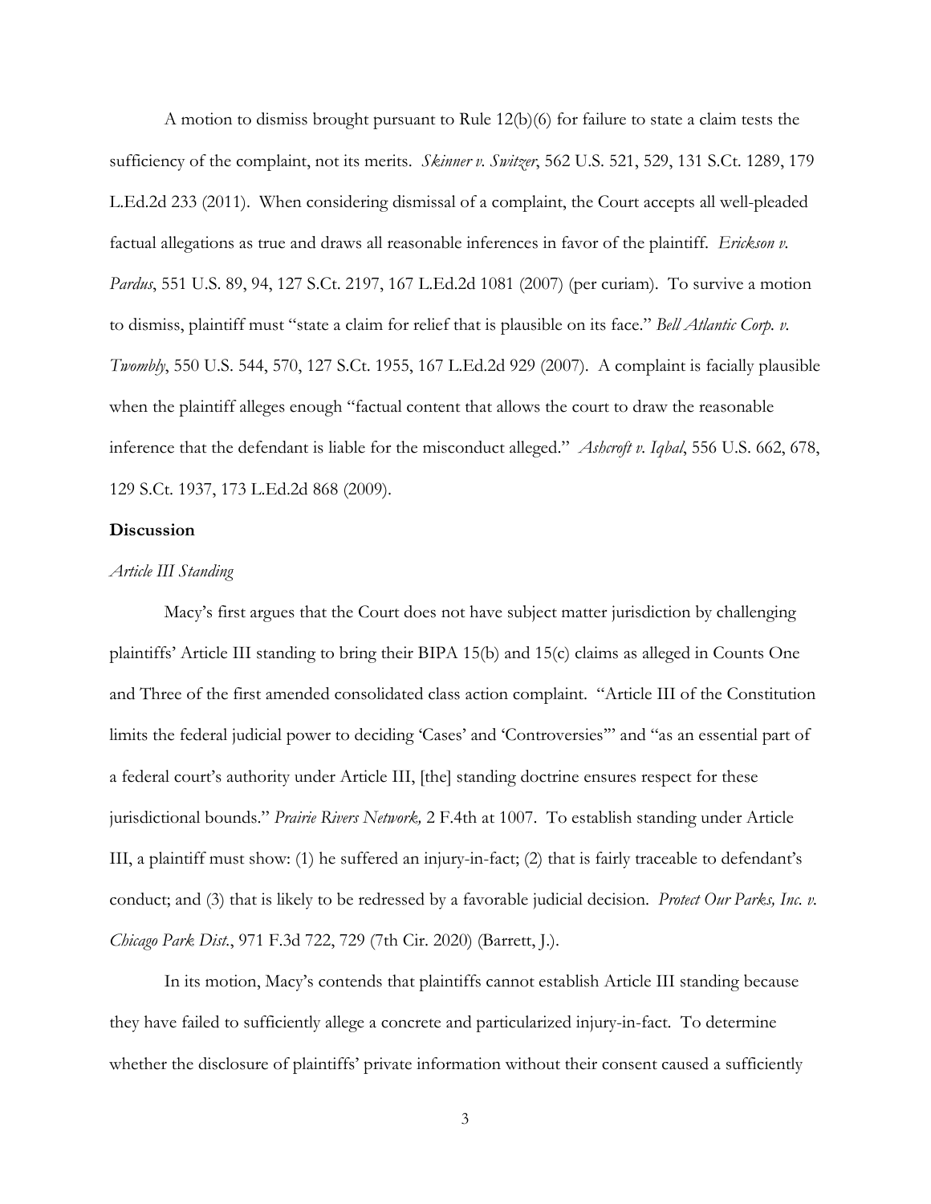A motion to dismiss brought pursuant to Rule 12(b)(6) for failure to state a claim tests the sufficiency of the complaint, not its merits. *Skinner v. Switzer*, 562 U.S. 521, 529, 131 S.Ct. 1289, 179 L.Ed.2d 233 (2011). When considering dismissal of a complaint, the Court accepts all well-pleaded factual allegations as true and draws all reasonable inferences in favor of the plaintiff. *Erickson v. Pardus*, 551 U.S. 89, 94, 127 S.Ct. 2197, 167 L.Ed.2d 1081 (2007) (per curiam). To survive a motion to dismiss, plaintiff must "state a claim for relief that is plausible on its face." *Bell Atlantic Corp. v. Twombly*, 550 U.S. 544, 570, 127 S.Ct. 1955, 167 L.Ed.2d 929 (2007). A complaint is facially plausible when the plaintiff alleges enough "factual content that allows the court to draw the reasonable inference that the defendant is liable for the misconduct alleged." *Ashcroft v. Iqbal*, 556 U.S. 662, 678, 129 S.Ct. 1937, 173 L.Ed.2d 868 (2009).

**Discussion**

*Article III Standing*

Macy's first argues that the Court does not have subject matter jurisdiction by challenging plaintiffs' Article III standing to bring their BIPA 15(b) and 15(c) claims as alleged in Counts One and Three of the first amended consolidated class action complaint. "Article III of the Constitution limits the federal judicial power to deciding 'Cases' and 'Controversies'" and "as an essential part of a federal court's authority under Article III, [the] standing doctrine ensures respect for these jurisdictional bounds." *Prairie Rivers Network,* 2 F.4th at 1007. To establish standing under Article III, a plaintiff must show: (1) he suffered an injury-in-fact; (2) that is fairly traceable to defendant's conduct; and (3) that is likely to be redressed by a favorable judicial decision. *Protect Our Parks, Inc. v. Chicago Park Dist.*, 971 F.3d 722, 729 (7th Cir. 2020) (Barrett, J.).

In its motion, Macy's contends that plaintiffs cannot establish Article III standing because they have failed to sufficiently allege a concrete and particularized injury-in-fact. To determine whether the disclosure of plaintiffs' private information without their consent caused a sufficiently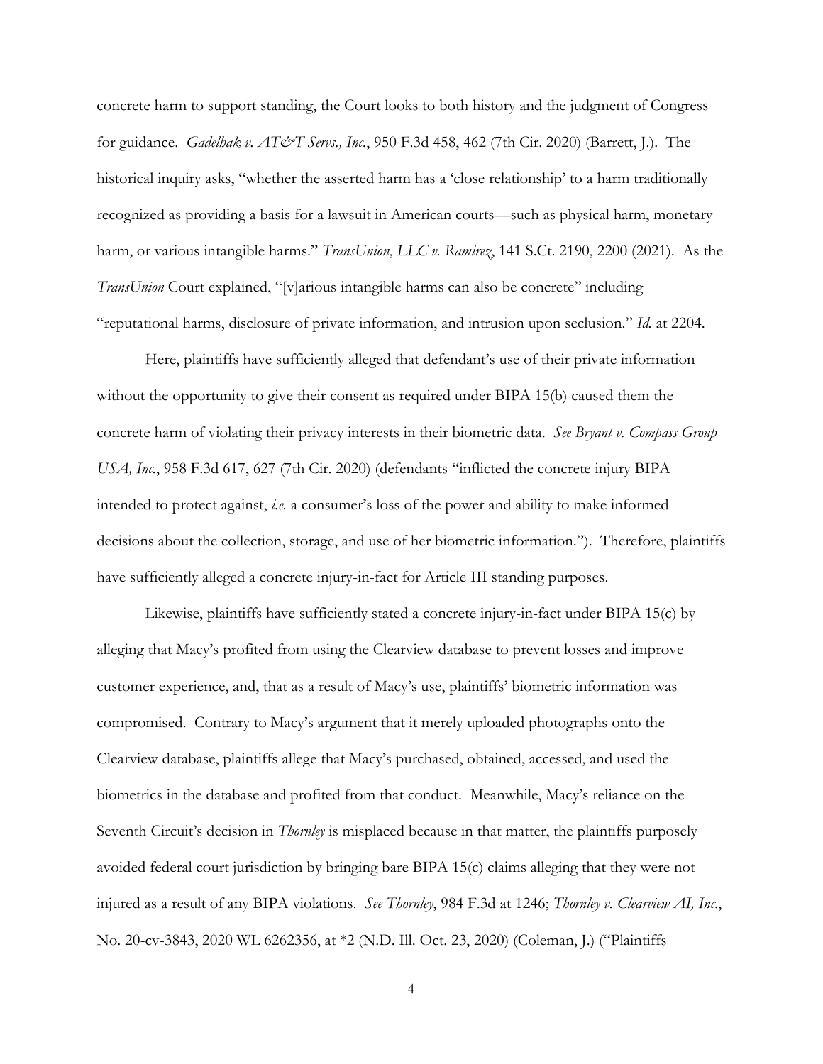concrete harm to support standing, the Court looks to both history and the judgment of Congress for guidance. *Gadelhak v. AT&T Servs., Inc.*, 950 F.3d 458, 462 (7th Cir. 2020) (Barrett, J.). The historical inquiry asks, "whether the asserted harm has a 'close relationship' to a harm traditionally recognized as providing a basis for a lawsuit in American courts—such as physical harm, monetary harm, or various intangible harms." *TransUnion*, *LLC v. Ramirez*, 141 S.Ct. 2190, 2200 (2021). As the *TransUnion* Court explained, "[v]arious intangible harms can also be concrete" including "reputational harms, disclosure of private information, and intrusion upon seclusion." *Id.* at 2204.

Here, plaintiffs have sufficiently alleged that defendant's use of their private information without the opportunity to give their consent as required under BIPA 15(b) caused them the concrete harm of violating their privacy interests in their biometric data. *See Bryant v. Compass Group USA, Inc.*, 958 F.3d 617, 627 (7th Cir. 2020) (defendants "inflicted the concrete injury BIPA intended to protect against, *i.e.* a consumer's loss of the power and ability to make informed decisions about the collection, storage, and use of her biometric information."). Therefore, plaintiffs have sufficiently alleged a concrete injury-in-fact for Article III standing purposes.

Likewise, plaintiffs have sufficiently stated a concrete injury-in-fact under BIPA 15(c) by alleging that Macy's profited from using the Clearview database to prevent losses and improve customer experience, and, that as a result of Macy's use, plaintiffs' biometric information was compromised. Contrary to Macy's argument that it merely uploaded photographs onto the Clearview database, plaintiffs allege that Macy's purchased, obtained, accessed, and used the biometrics in the database and profited from that conduct. Meanwhile, Macy's reliance on the Seventh Circuit's decision in *Thornley* is misplaced because in that matter, the plaintiffs purposely avoided federal court jurisdiction by bringing bare BIPA 15(c) claims alleging that they were not injured as a result of any BIPA violations. *See Thornley*, 984 F.3d at 1246; *Thornley v. Clearview AI, Inc.*, No. 20-cv-3843, 2020 WL 6262356, at *2 (N.D. Ill. Oct. 23, 2020) (Coleman, J.) ("Plaintiffs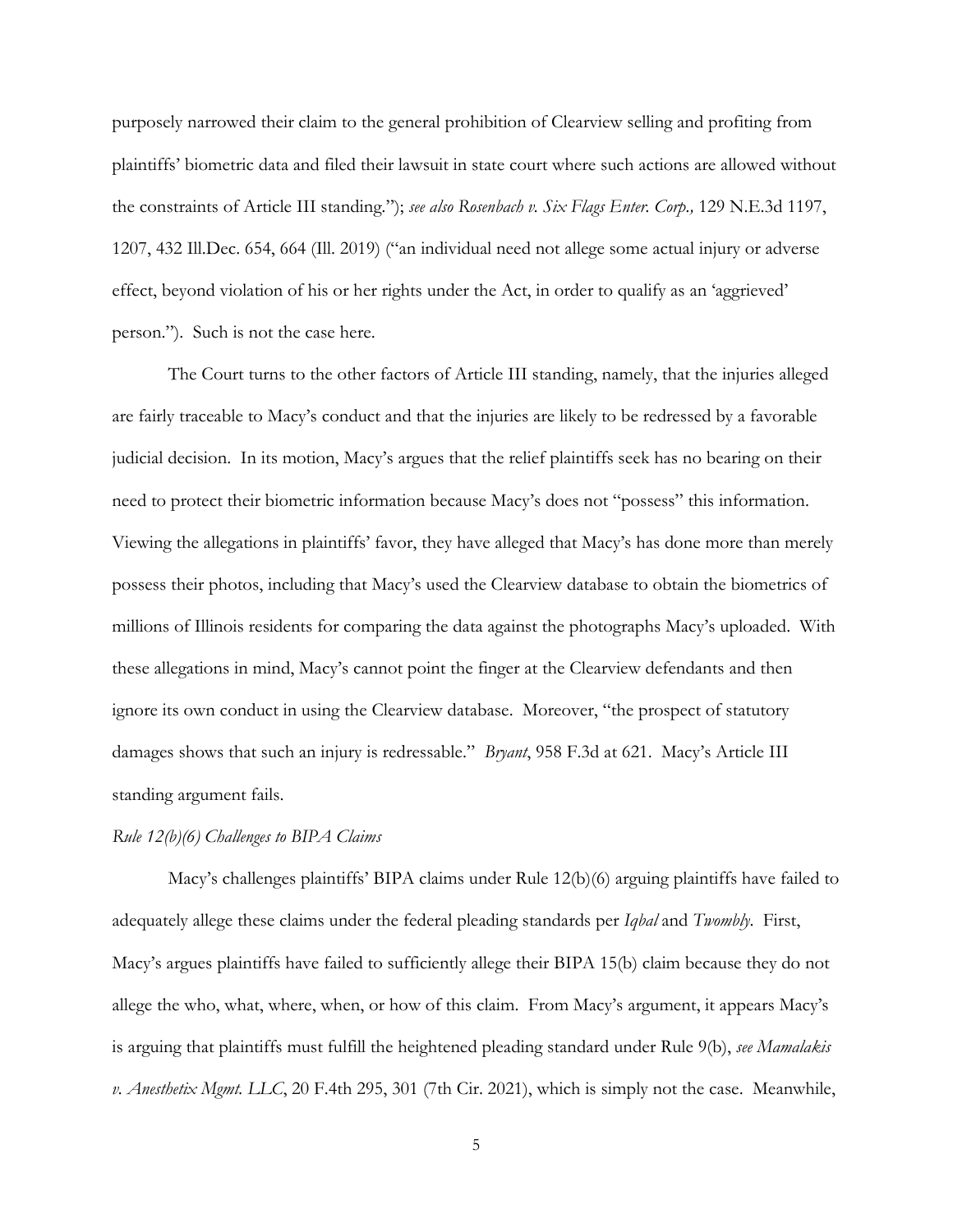purposely narrowed their claim to the general prohibition of Clearview selling and profiting from plaintiffs' biometric data and filed their lawsuit in state court where such actions are allowed without the constraints of Article III standing."); *see also Rosenbach v. Six Flags Enter. Corp.,* 129 N.E.3d 1197, 1207, 432 Ill.Dec. 654, 664 (Ill. 2019) ("an individual need not allege some actual injury or adverse effect, beyond violation of his or her rights under the Act, in order to qualify as an 'aggrieved' person."). Such is not the case here.

The Court turns to the other factors of Article III standing, namely, that the injuries alleged are fairly traceable to Macy's conduct and that the injuries are likely to be redressed by a favorable judicial decision. In its motion, Macy's argues that the relief plaintiffs seek has no bearing on their need to protect their biometric information because Macy's does not "possess" this information. Viewing the allegations in plaintiffs' favor, they have alleged that Macy's has done more than merely possess their photos, including that Macy's used the Clearview database to obtain the biometrics of millions of Illinois residents for comparing the data against the photographs Macy's uploaded. With these allegations in mind, Macy's cannot point the finger at the Clearview defendants and then ignore its own conduct in using the Clearview database. Moreover, "the prospect of statutory damages shows that such an injury is redressable." *Bryant*, 958 F.3d at 621. Macy's Article III standing argument fails.

*Rule 12(b)(6) Challenges to BIPA Claims*

Macy's challenges plaintiffs' BIPA claims under Rule 12(b)(6) arguing plaintiffs have failed to adequately allege these claims under the federal pleading standards per *Iqbal* and *Twombly*. First, Macy's argues plaintiffs have failed to sufficiently allege their BIPA 15(b) claim because they do not allege the who, what, where, when, or how of this claim. From Macy's argument, it appears Macy's is arguing that plaintiffs must fulfill the heightened pleading standard under Rule 9(b), *see Mamalakis v. Anesthetix Mgmt. LLC*, 20 F.4th 295, 301 (7th Cir. 2021), which is simply not the case. Meanwhile,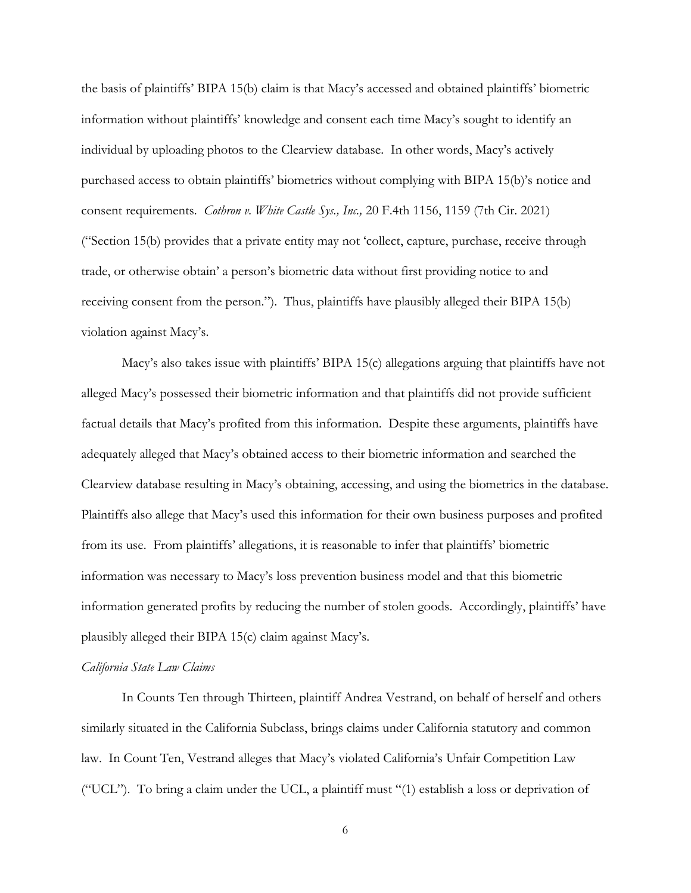the basis of plaintiffs' BIPA 15(b) claim is that Macy's accessed and obtained plaintiffs' biometric information without plaintiffs' knowledge and consent each time Macy's sought to identify an individual by uploading photos to the Clearview database. In other words, Macy's actively purchased access to obtain plaintiffs' biometrics without complying with BIPA 15(b)'s notice and consent requirements. *Cothron v. White Castle Sys., Inc.,* 20 F.4th 1156, 1159 (7th Cir. 2021) ("Section 15(b) provides that a private entity may not 'collect, capture, purchase, receive through trade, or otherwise obtain' a person's biometric data without first providing notice to and receiving consent from the person."). Thus, plaintiffs have plausibly alleged their BIPA 15(b) violation against Macy's.

Macy's also takes issue with plaintiffs' BIPA 15(c) allegations arguing that plaintiffs have not alleged Macy's possessed their biometric information and that plaintiffs did not provide sufficient factual details that Macy's profited from this information. Despite these arguments, plaintiffs have adequately alleged that Macy's obtained access to their biometric information and searched the Clearview database resulting in Macy's obtaining, accessing, and using the biometrics in the database. Plaintiffs also allege that Macy's used this information for their own business purposes and profited from its use. From plaintiffs' allegations, it is reasonable to infer that plaintiffs' biometric information was necessary to Macy's loss prevention business model and that this biometric information generated profits by reducing the number of stolen goods. Accordingly, plaintiffs' have plausibly alleged their BIPA 15(c) claim against Macy's.

*California State Law Claims*

In Counts Ten through Thirteen, plaintiff Andrea Vestrand, on behalf of herself and others similarly situated in the California Subclass, brings claims under California statutory and common law. In Count Ten, Vestrand alleges that Macy's violated California's Unfair Competition Law ("UCL"). To bring a claim under the UCL, a plaintiff must "(1) establish a loss or deprivation of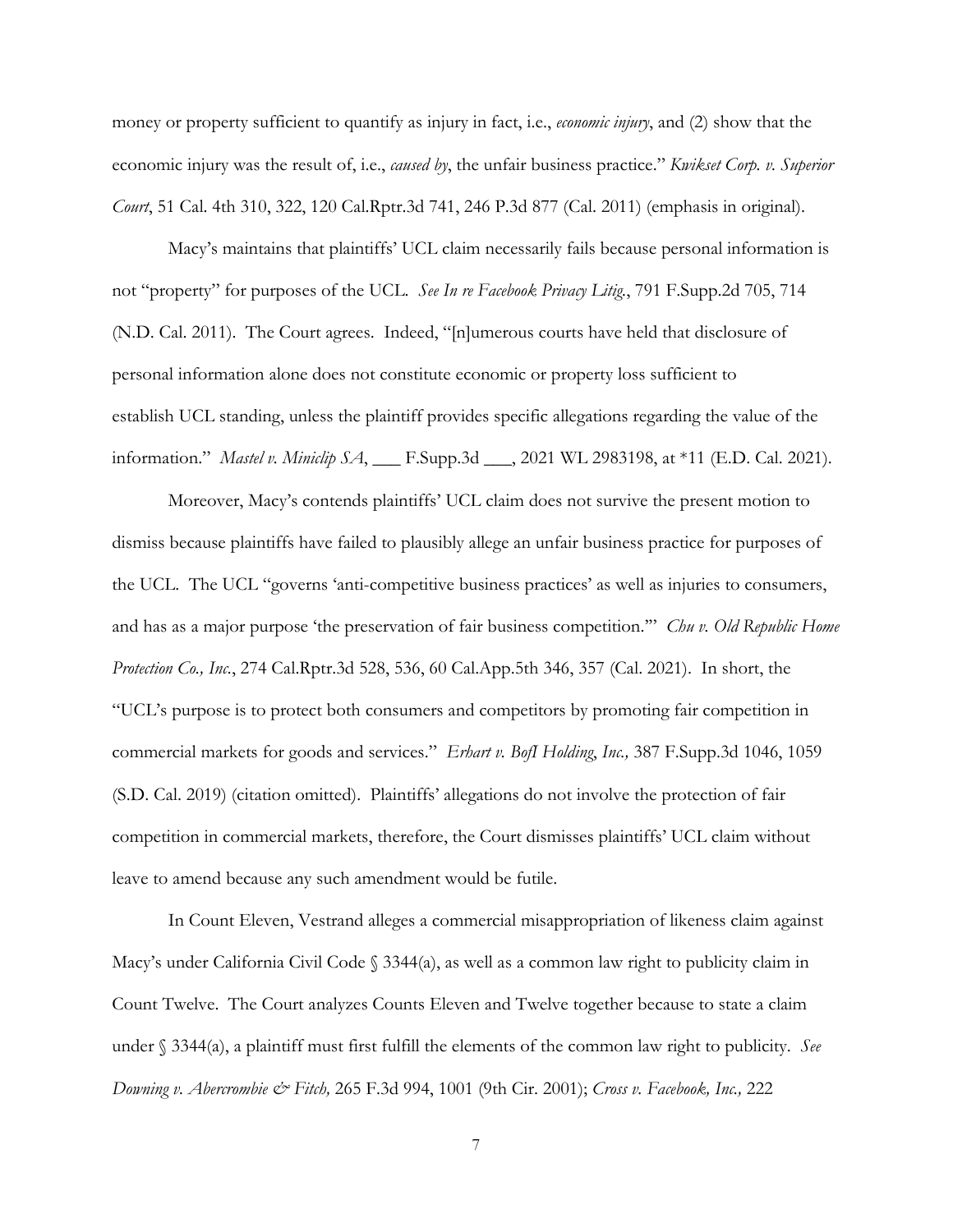money or property sufficient to quantify as injury in fact, i.e., *economic injury*, and (2) show that the economic injury was the result of, i.e., *caused by*, the unfair business practice." *Kwikset Corp. v. Superior Court*, 51 Cal. 4th 310, 322, 120 Cal.Rptr.3d 741, 246 P.3d 877 (Cal. 2011) (emphasis in original).

Macy's maintains that plaintiffs' UCL claim necessarily fails because personal information is not "property" for purposes of the UCL. *See In re Facebook Privacy Litig.*, 791 F.Supp.2d 705, 714 (N.D. Cal. 2011). The Court agrees. Indeed, "[n]umerous courts have held that disclosure of personal information alone does not constitute economic or property loss sufficient to establish UCL standing, unless the plaintiff provides specific allegations regarding the value of the information." *Mastel v. Miniclip SA*, ___ F.Supp.3d ___, 2021 WL 2983198, at *11 (E.D. Cal. 2021).

Moreover, Macy's contends plaintiffs' UCL claim does not survive the present motion to dismiss because plaintiffs have failed to plausibly allege an unfair business practice for purposes of the UCL. The UCL "governs 'anti-competitive business practices' as well as injuries to consumers, and has as a major purpose 'the preservation of fair business competition.'" *Chu v. Old Republic Home Protection Co., Inc.*, 274 Cal.Rptr.3d 528, 536, 60 Cal.App.5th 346, 357 (Cal. 2021). In short, the "UCL's purpose is to protect both consumers and competitors by promoting fair competition in commercial markets for goods and services." *Erhart v. BofI Holding, Inc.,* 387 F.Supp.3d 1046, 1059 (S.D. Cal. 2019) (citation omitted). Plaintiffs' allegations do not involve the protection of fair competition in commercial markets, therefore, the Court dismisses plaintiffs' UCL claim without leave to amend because any such amendment would be futile.

In Count Eleven, Vestrand alleges a commercial misappropriation of likeness claim against Macy's under California Civil Code § 3344(a), as well as a common law right to publicity claim in Count Twelve. The Court analyzes Counts Eleven and Twelve together because to state a claim under § 3344(a), a plaintiff must first fulfill the elements of the common law right to publicity. *See Downing v. Abercrombie & Fitch,* 265 F.3d 994, 1001 (9th Cir. 2001); *Cross v. Facebook, Inc.,* 222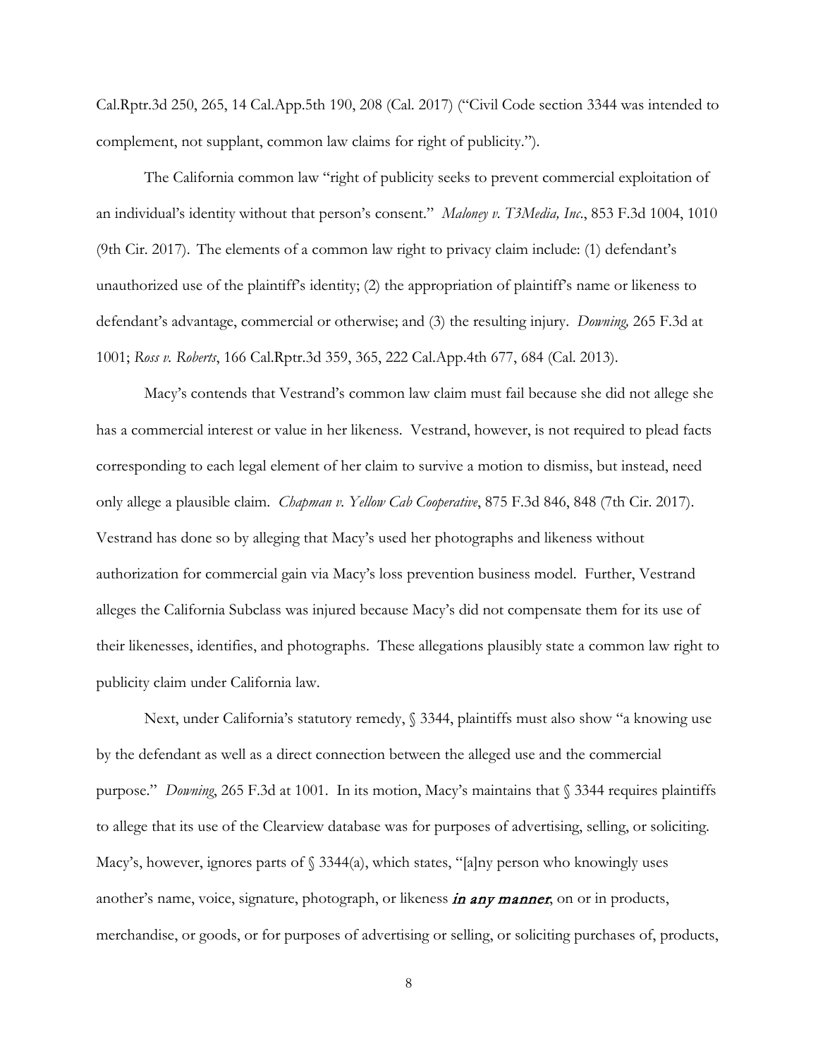Cal.Rptr.3d 250, 265, 14 Cal.App.5th 190, 208 (Cal. 2017) ("Civil Code section 3344 was intended to complement, not supplant, common law claims for right of publicity.").

The California common law "right of publicity seeks to prevent commercial exploitation of an individual's identity without that person's consent." *Maloney v. T3Media, Inc.*, 853 F.3d 1004, 1010 (9th Cir. 2017). The elements of a common law right to privacy claim include: (1) defendant's unauthorized use of the plaintiff's identity; (2) the appropriation of plaintiff's name or likeness to defendant's advantage, commercial or otherwise; and (3) the resulting injury. *Downing,* 265 F.3d at 1001; *Ross v. Roberts*, 166 Cal.Rptr.3d 359, 365, 222 Cal.App.4th 677, 684 (Cal. 2013).

Macy's contends that Vestrand's common law claim must fail because she did not allege she has a commercial interest or value in her likeness. Vestrand, however, is not required to plead facts corresponding to each legal element of her claim to survive a motion to dismiss, but instead, need only allege a plausible claim. *Chapman v. Yellow Cab Cooperative*, 875 F.3d 846, 848 (7th Cir. 2017). Vestrand has done so by alleging that Macy's used her photographs and likeness without authorization for commercial gain via Macy's loss prevention business model. Further, Vestrand alleges the California Subclass was injured because Macy's did not compensate them for its use of their likenesses, identifies, and photographs. These allegations plausibly state a common law right to publicity claim under California law.

Next, under California's statutory remedy, § 3344, plaintiffs must also show "a knowing use by the defendant as well as a direct connection between the alleged use and the commercial purpose." *Downing*, 265 F.3d at 1001. In its motion, Macy's maintains that § 3344 requires plaintiffs to allege that its use of the Clearview database was for purposes of advertising, selling, or soliciting. Macy's, however, ignores parts of § 3344(a), which states, "[a]ny person who knowingly uses another's name, voice, signature, photograph, or likeness ***in any manner***, on or in products, merchandise, or goods, or for purposes of advertising or selling, or soliciting purchases of, products,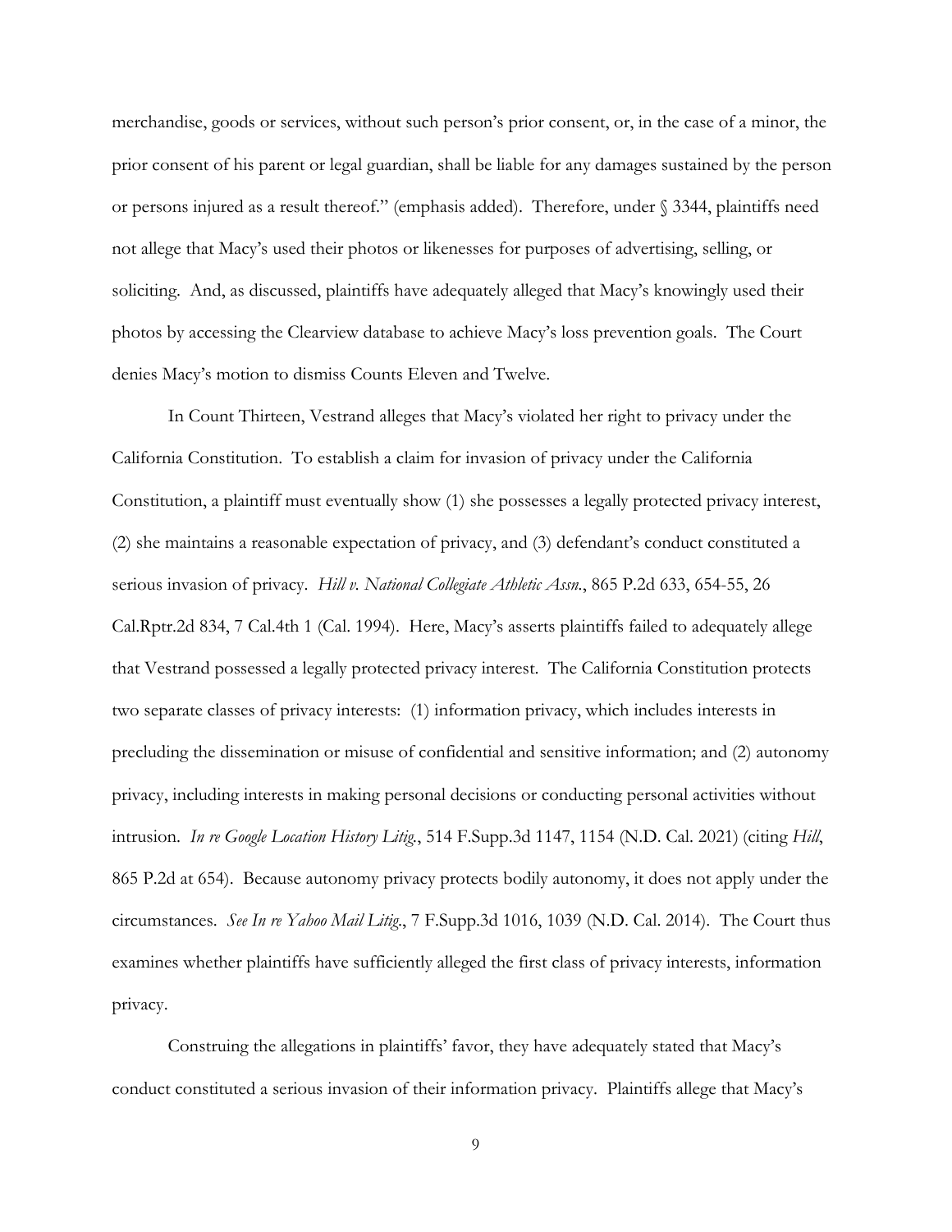merchandise, goods or services, without such person's prior consent, or, in the case of a minor, the prior consent of his parent or legal guardian, shall be liable for any damages sustained by the person or persons injured as a result thereof." (emphasis added). Therefore, under § 3344, plaintiffs need not allege that Macy's used their photos or likenesses for purposes of advertising, selling, or soliciting. And, as discussed, plaintiffs have adequately alleged that Macy's knowingly used their photos by accessing the Clearview database to achieve Macy's loss prevention goals. The Court denies Macy's motion to dismiss Counts Eleven and Twelve.

In Count Thirteen, Vestrand alleges that Macy's violated her right to privacy under the California Constitution. To establish a claim for invasion of privacy under the California Constitution, a plaintiff must eventually show (1) she possesses a legally protected privacy interest, (2) she maintains a reasonable expectation of privacy, and (3) defendant's conduct constituted a serious invasion of privacy. *Hill v. National Collegiate Athletic Assn.*, 865 P.2d 633, 654-55, 26 Cal.Rptr.2d 834, 7 Cal.4th 1 (Cal. 1994). Here, Macy's asserts plaintiffs failed to adequately allege that Vestrand possessed a legally protected privacy interest. The California Constitution protects two separate classes of privacy interests: (1) information privacy, which includes interests in precluding the dissemination or misuse of confidential and sensitive information; and (2) autonomy privacy, including interests in making personal decisions or conducting personal activities without intrusion. *In re Google Location History Litig.*, 514 F.Supp.3d 1147, 1154 (N.D. Cal. 2021) (citing *Hill*, 865 P.2d at 654). Because autonomy privacy protects bodily autonomy, it does not apply under the circumstances. *See In re Yahoo Mail Litig.*, 7 F.Supp.3d 1016, 1039 (N.D. Cal. 2014). The Court thus examines whether plaintiffs have sufficiently alleged the first class of privacy interests, information privacy.

Construing the allegations in plaintiffs' favor, they have adequately stated that Macy's conduct constituted a serious invasion of their information privacy. Plaintiffs allege that Macy's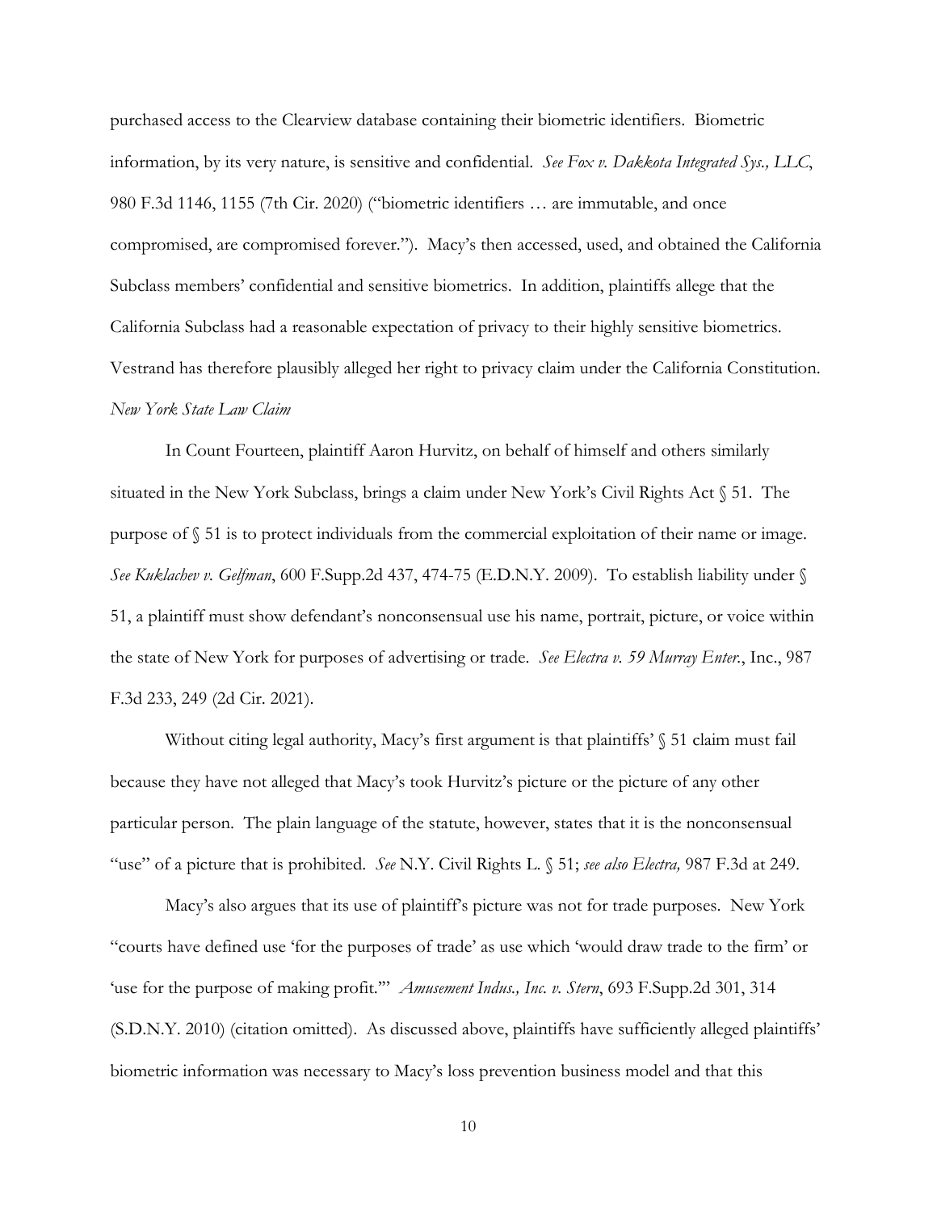purchased access to the Clearview database containing their biometric identifiers. Biometric information, by its very nature, is sensitive and confidential. *See Fox v. Dakkota Integrated Sys., LLC*, 980 F.3d 1146, 1155 (7th Cir. 2020) ("biometric identifiers … are immutable, and once compromised, are compromised forever."). Macy's then accessed, used, and obtained the California Subclass members' confidential and sensitive biometrics. In addition, plaintiffs allege that the California Subclass had a reasonable expectation of privacy to their highly sensitive biometrics. Vestrand has therefore plausibly alleged her right to privacy claim under the California Constitution.

*New York State Law Claim*

In Count Fourteen, plaintiff Aaron Hurvitz, on behalf of himself and others similarly situated in the New York Subclass, brings a claim under New York's Civil Rights Act § 51. The purpose of § 51 is to protect individuals from the commercial exploitation of their name or image. *See Kuklachev v. Gelfman*, 600 F.Supp.2d 437, 474-75 (E.D.N.Y. 2009). To establish liability under § 51, a plaintiff must show defendant's nonconsensual use his name, portrait, picture, or voice within the state of New York for purposes of advertising or trade. *See Electra v. 59 Murray Enter.*, Inc., 987 F.3d 233, 249 (2d Cir. 2021).

Without citing legal authority, Macy's first argument is that plaintiffs' § 51 claim must fail because they have not alleged that Macy's took Hurvitz's picture or the picture of any other particular person. The plain language of the statute, however, states that it is the nonconsensual "use" of a picture that is prohibited. *See* N.Y. Civil Rights L. § 51; *see also Electra,* 987 F.3d at 249.

Macy's also argues that its use of plaintiff's picture was not for trade purposes. New York "courts have defined use 'for the purposes of trade' as use which 'would draw trade to the firm' or 'use for the purpose of making profit.'" *Amusement Indus., Inc. v. Stern*, 693 F.Supp.2d 301, 314 (S.D.N.Y. 2010) (citation omitted). As discussed above, plaintiffs have sufficiently alleged plaintiffs' biometric information was necessary to Macy's loss prevention business model and that this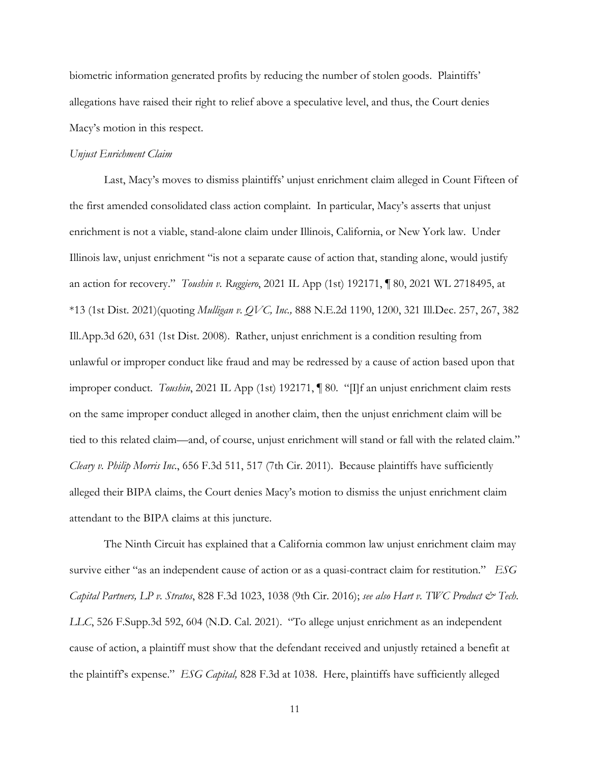biometric information generated profits by reducing the number of stolen goods. Plaintiffs' allegations have raised their right to relief above a speculative level, and thus, the Court denies Macy's motion in this respect.

*Unjust Enrichment Claim*

Last, Macy's moves to dismiss plaintiffs' unjust enrichment claim alleged in Count Fifteen of the first amended consolidated class action complaint. In particular, Macy's asserts that unjust enrichment is not a viable, stand-alone claim under Illinois, California, or New York law. Under Illinois law, unjust enrichment "is not a separate cause of action that, standing alone, would justify an action for recovery." *Toushin v. Ruggiero*, 2021 IL App (1st) 192171, ¶ 80, 2021 WL 2718495, at *13 (1st Dist. 2021)(quoting *Mulligan v. QVC, Inc.,* 888 N.E.2d 1190, 1200, 321 Ill.Dec. 257, 267, 382 Ill.App.3d 620, 631 (1st Dist. 2008). Rather, unjust enrichment is a condition resulting from unlawful or improper conduct like fraud and may be redressed by a cause of action based upon that improper conduct. *Toushin*, 2021 IL App (1st) 192171, ¶ 80. "[I]f an unjust enrichment claim rests on the same improper conduct alleged in another claim, then the unjust enrichment claim will be tied to this related claim—and, of course, unjust enrichment will stand or fall with the related claim." *Cleary v. Philip Morris Inc.*, 656 F.3d 511, 517 (7th Cir. 2011). Because plaintiffs have sufficiently alleged their BIPA claims, the Court denies Macy's motion to dismiss the unjust enrichment claim attendant to the BIPA claims at this juncture.

The Ninth Circuit has explained that a California common law unjust enrichment claim may survive either "as an independent cause of action or as a quasi-contract claim for restitution." *ESG Capital Partners, LP v. Stratos*, 828 F.3d 1023, 1038 (9th Cir. 2016); *see also Hart v. TWC Product & Tech. LLC*, 526 F.Supp.3d 592, 604 (N.D. Cal. 2021). "To allege unjust enrichment as an independent cause of action, a plaintiff must show that the defendant received and unjustly retained a benefit at the plaintiff's expense." *ESG Capital,* 828 F.3d at 1038. Here, plaintiffs have sufficiently alleged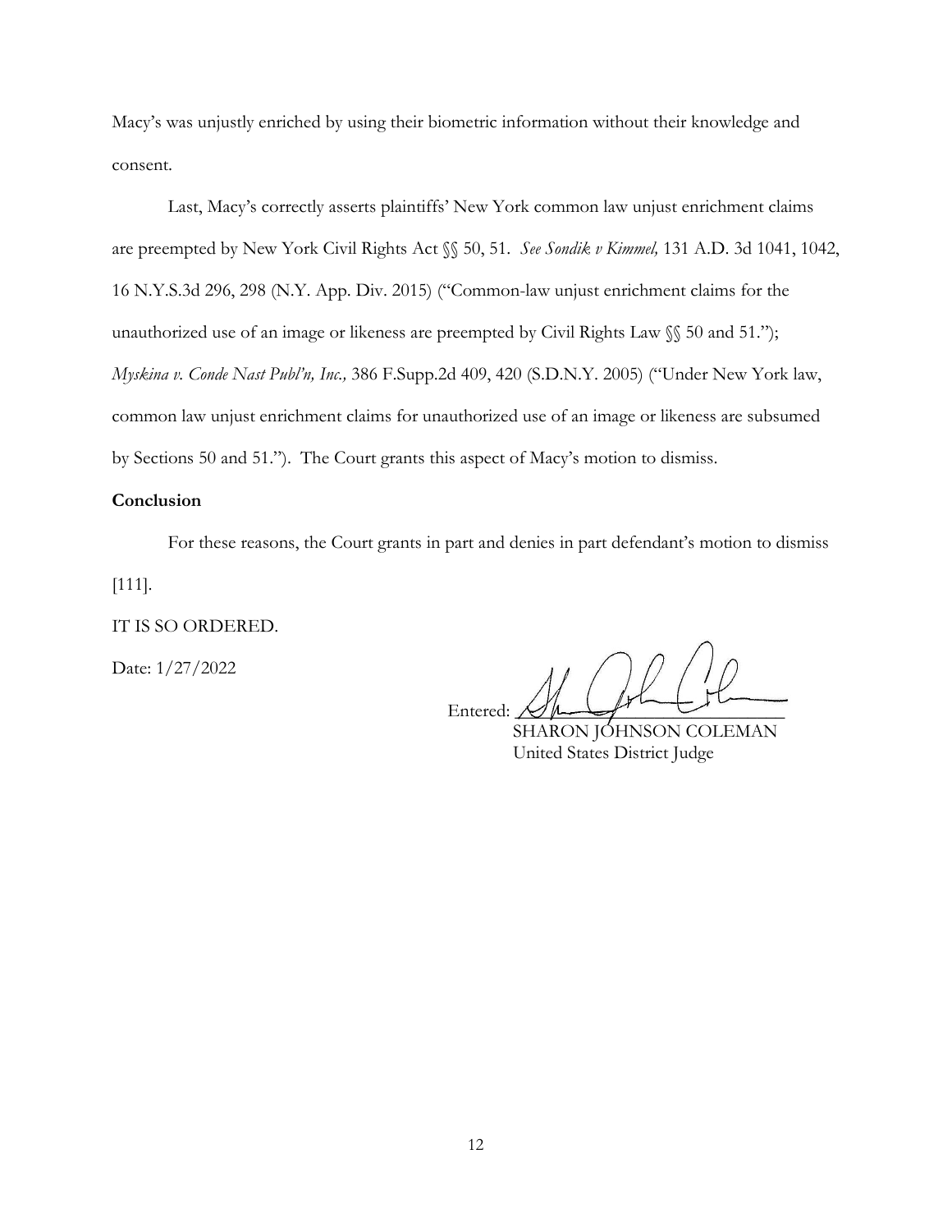Macy's was unjustly enriched by using their biometric information without their knowledge and consent.

Last, Macy's correctly asserts plaintiffs' New York common law unjust enrichment claims are preempted by New York Civil Rights Act §§ 50, 51. *See Sondik v Kimmel,* 131 A.D. 3d 1041, 1042, 16 N.Y.S.3d 296, 298 (N.Y. App. Div. 2015) ("Common-law unjust enrichment claims for the unauthorized use of an image or likeness are preempted by Civil Rights Law §§ 50 and 51."); *Myskina v. Conde Nast Publ'n, Inc.,* 386 F.Supp.2d 409, 420 (S.D.N.Y. 2005) ("Under New York law, common law unjust enrichment claims for unauthorized use of an image or likeness are subsumed by Sections 50 and 51."). The Court grants this aspect of Macy's motion to dismiss.

**Conclusion**

For these reasons, the Court grants in part and denies in part defendant's motion to dismiss [111].

IT IS SO ORDERED.

Date: 1/27/2022

Entered: ______________________________

SHARON JOHNSON COLEMAN
United States District Judge